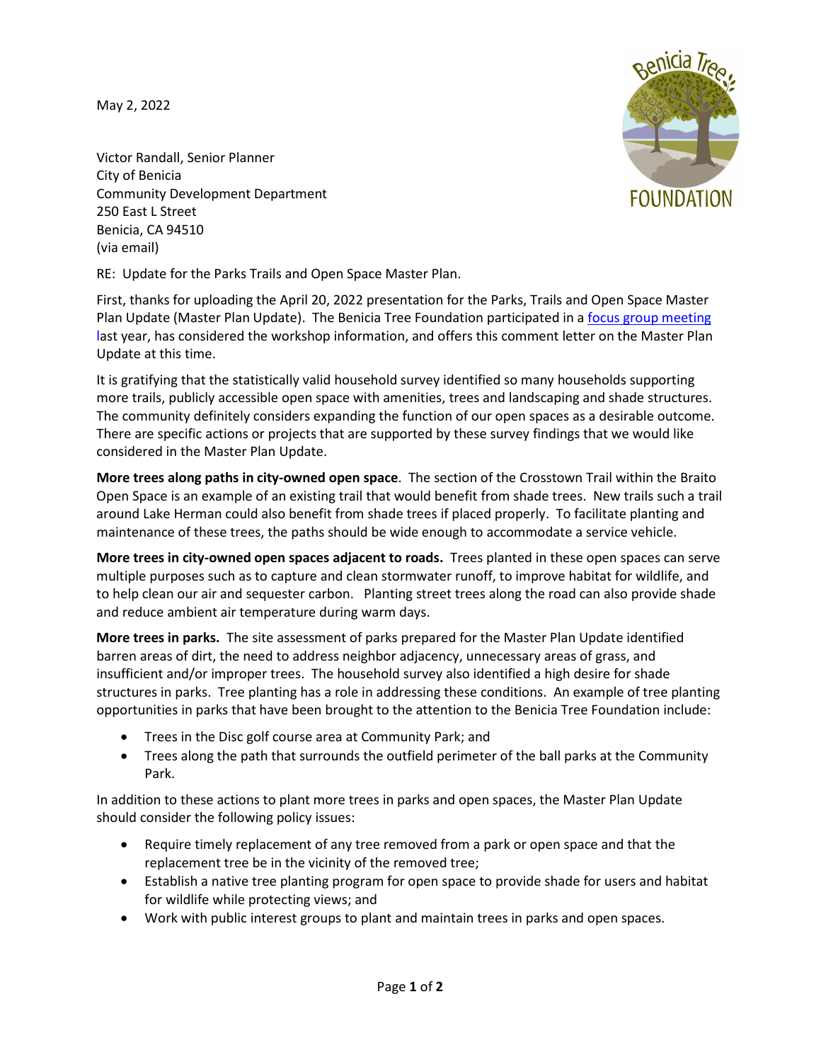May 2, 2022

Victor Randall, Senior Planner
City of Benicia
Community Development Department
250 East L Street
Benicia, CA 94510
(via email)

RE: Update for the Parks Trails and Open Space Master Plan.

First, thanks for uploading the April 20, 2022 presentation for the Parks, Trails and Open Space Master Plan Update (Master Plan Update). The Benicia Tree Foundation participated in a focus group meeting last year, has considered the workshop information, and offers this comment letter on the Master Plan Update at this time.

It is gratifying that the statistically valid household survey identified so many households supporting more trails, publicly accessible open space with amenities, trees and landscaping and shade structures. The community definitely considers expanding the function of our open spaces as a desirable outcome. There are specific actions or projects that are supported by these survey findings that we would like considered in the Master Plan Update.

**More trees along paths in city-owned open space**. The section of the Crosstown Trail within the Braito Open Space is an example of an existing trail that would benefit from shade trees. New trails such a trail around Lake Herman could also benefit from shade trees if placed properly. To facilitate planting and maintenance of these trees, the paths should be wide enough to accommodate a service vehicle.

**More trees in city-owned open spaces adjacent to roads.** Trees planted in these open spaces can serve multiple purposes such as to capture and clean stormwater runoff, to improve habitat for wildlife, and to help clean our air and sequester carbon. Planting street trees along the road can also provide shade and reduce ambient air temperature during warm days.

**More trees in parks.** The site assessment of parks prepared for the Master Plan Update identified barren areas of dirt, the need to address neighbor adjacency, unnecessary areas of grass, and insufficient and/or improper trees. The household survey also identified a high desire for shade structures in parks. Tree planting has a role in addressing these conditions. An example of tree planting opportunities in parks that have been brought to the attention to the Benicia Tree Foundation include:

- Trees in the Disc golf course area at Community Park; and
- Trees along the path that surrounds the outfield perimeter of the ball parks at the Community Park.

In addition to these actions to plant more trees in parks and open spaces, the Master Plan Update should consider the following policy issues:

- Require timely replacement of any tree removed from a park or open space and that the replacement tree be in the vicinity of the removed tree;
- Establish a native tree planting program for open space to provide shade for users and habitat for wildlife while protecting views; and
- Work with public interest groups to plant and maintain trees in parks and open spaces.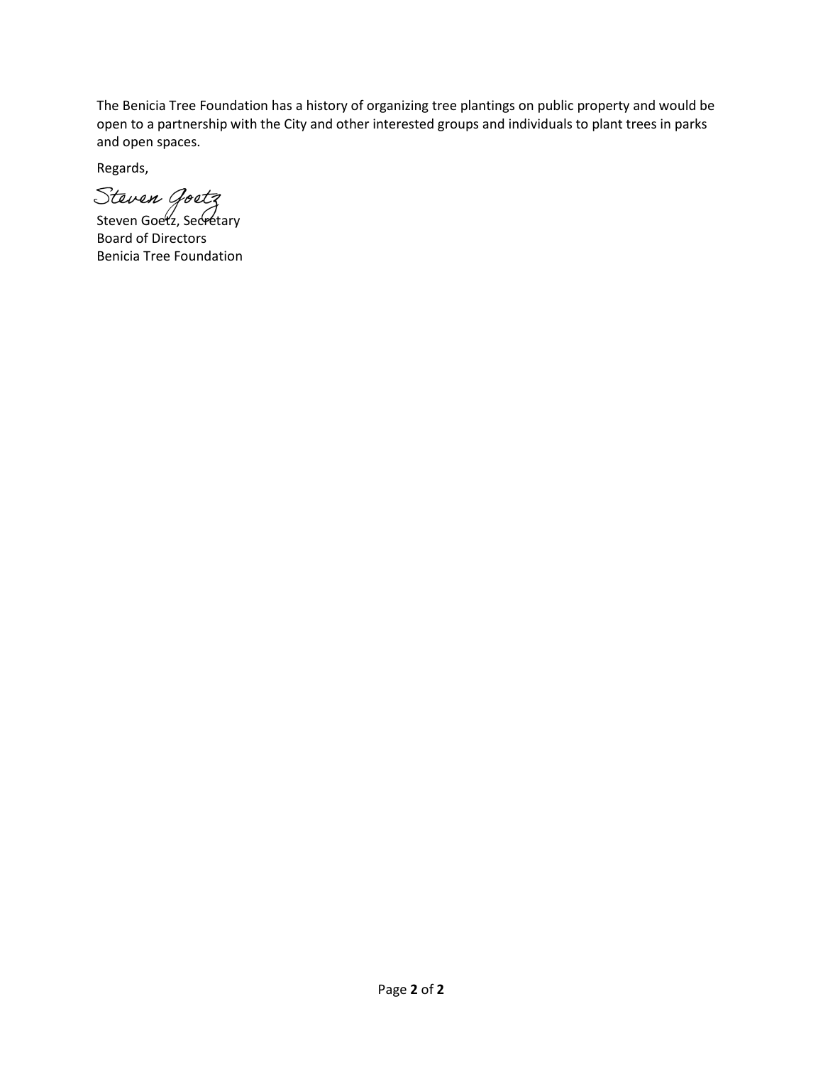The Benicia Tree Foundation has a history of organizing tree plantings on public property and would be open to a partnership with the City and other interested groups and individuals to plant trees in parks and open spaces.

Regards,

*Steven Goetz*

Steven Goetz, Secretary
Board of Directors
Benicia Tree Foundation